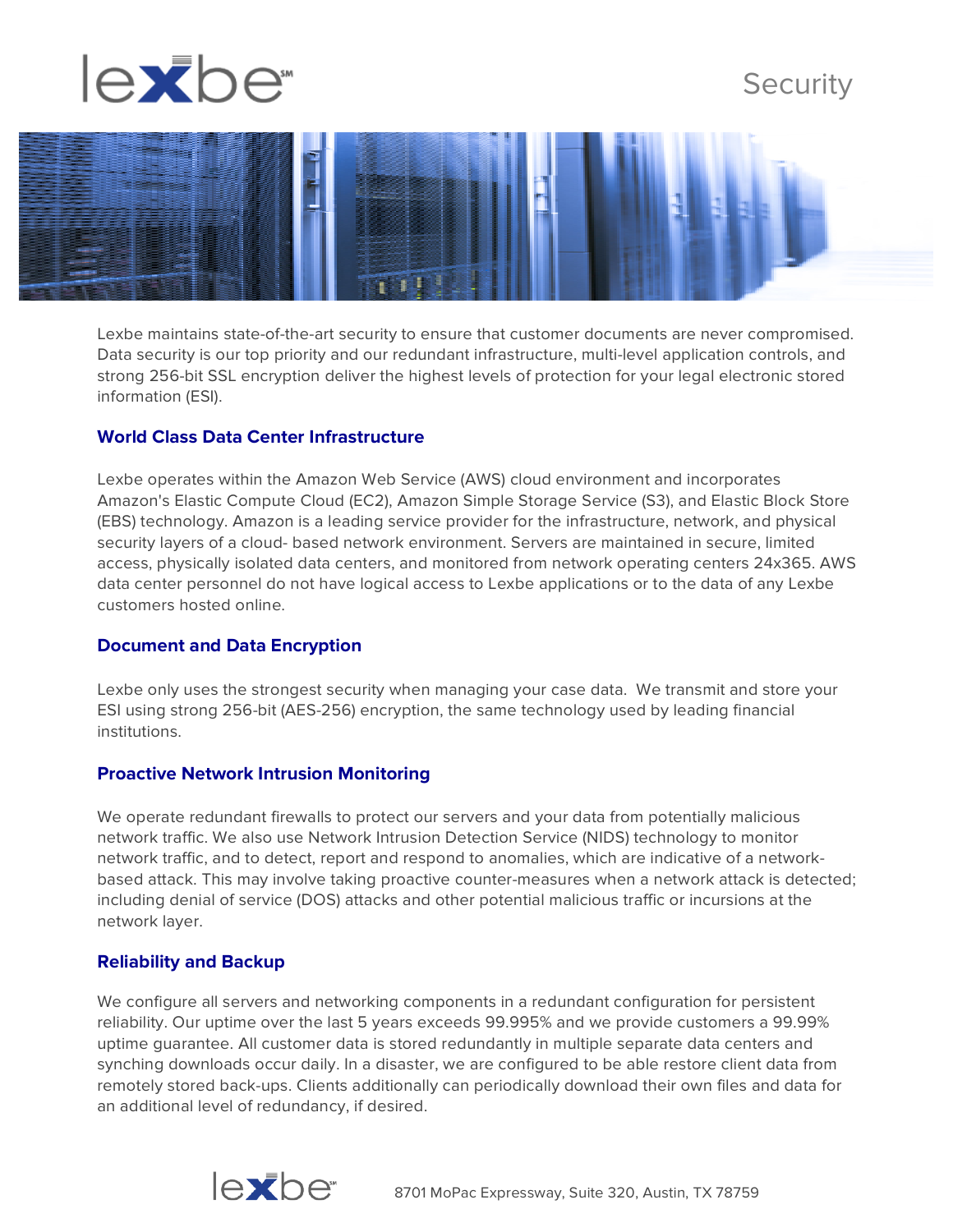# Security

Lexbe maintains state-of-the-art security to ensure that customer documents are never compromised. Data security is our top priority and our redundant infrastructure, multi-level application controls, and strong 256-bit SSL encryption deliver the highest levels of protection for your legal electronic stored information (ESI).

## World Class Data Center Infrastructure

Lexbe operates within the Amazon Web Service (AWS) cloud environment and incorporates Amazon's Elastic Compute Cloud (EC2), Amazon Simple Storage Service (S3), and Elastic Block Store (EBS) technology. Amazon is a leading service provider for the infrastructure, network, and physical security layers of a cloud- based network environment. Servers are maintained in secure, limited access, physically isolated data centers, and monitored from network operating centers 24x365. AWS data center personnel do not have logical access to Lexbe applications or to the data of any Lexbe customers hosted online.

## Document and Data Encryption

Lexbe only uses the strongest security when managing your case data. We transmit and store your ESI using strong 256-bit (AES-256) encryption, the same technology used by leading financial institutions.

## Proactive Network Intrusion Monitoring

We operate redundant firewalls to protect our servers and your data from potentially malicious network traffic. We also use Network Intrusion Detection Service (NIDS) technology to monitor network traffic, and to detect, report and respond to anomalies, which are indicative of a network-based attack. This may involve taking proactive counter-measures when a network attack is detected; including denial of service (DOS) attacks and other potential malicious traffic or incursions at the network layer.

## Reliability and Backup

We configure all servers and networking components in a redundant configuration for persistent reliability. Our uptime over the last 5 years exceeds 99.995% and we provide customers a 99.99% uptime guarantee. All customer data is stored redundantly in multiple separate data centers and synching downloads occur daily. In a disaster, we are configured to be able restore client data from remotely stored back-ups. Clients additionally can periodically download their own files and data for an additional level of redundancy, if desired.

8701 MoPac Expressway, Suite 320, Austin, TX 78759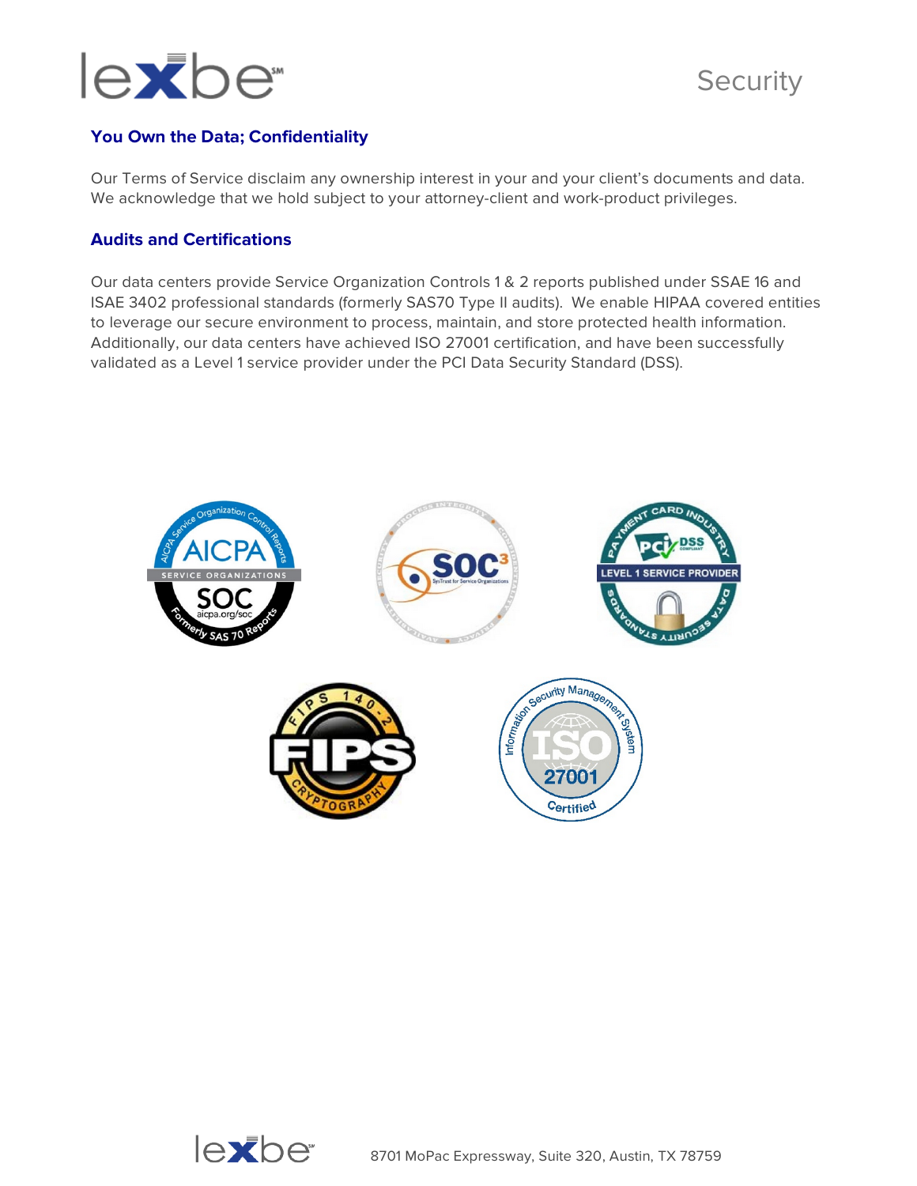## You Own the Data; Confidentiality

Our Terms of Service disclaim any ownership interest in your and your client's documents and data. We acknowledge that we hold subject to your attorney-client and work-product privileges.

## Audits and Certifications

Our data centers provide Service Organization Controls 1 & 2 reports published under SSAE 16 and ISAE 3402 professional standards (formerly SAS70 Type II audits). We enable HIPAA covered entities to leverage our secure environment to process, maintain, and store protected health information. Additionally, our data centers have achieved ISO 27001 certification, and have been successfully validated as a Level 1 service provider under the PCI Data Security Standard (DSS).